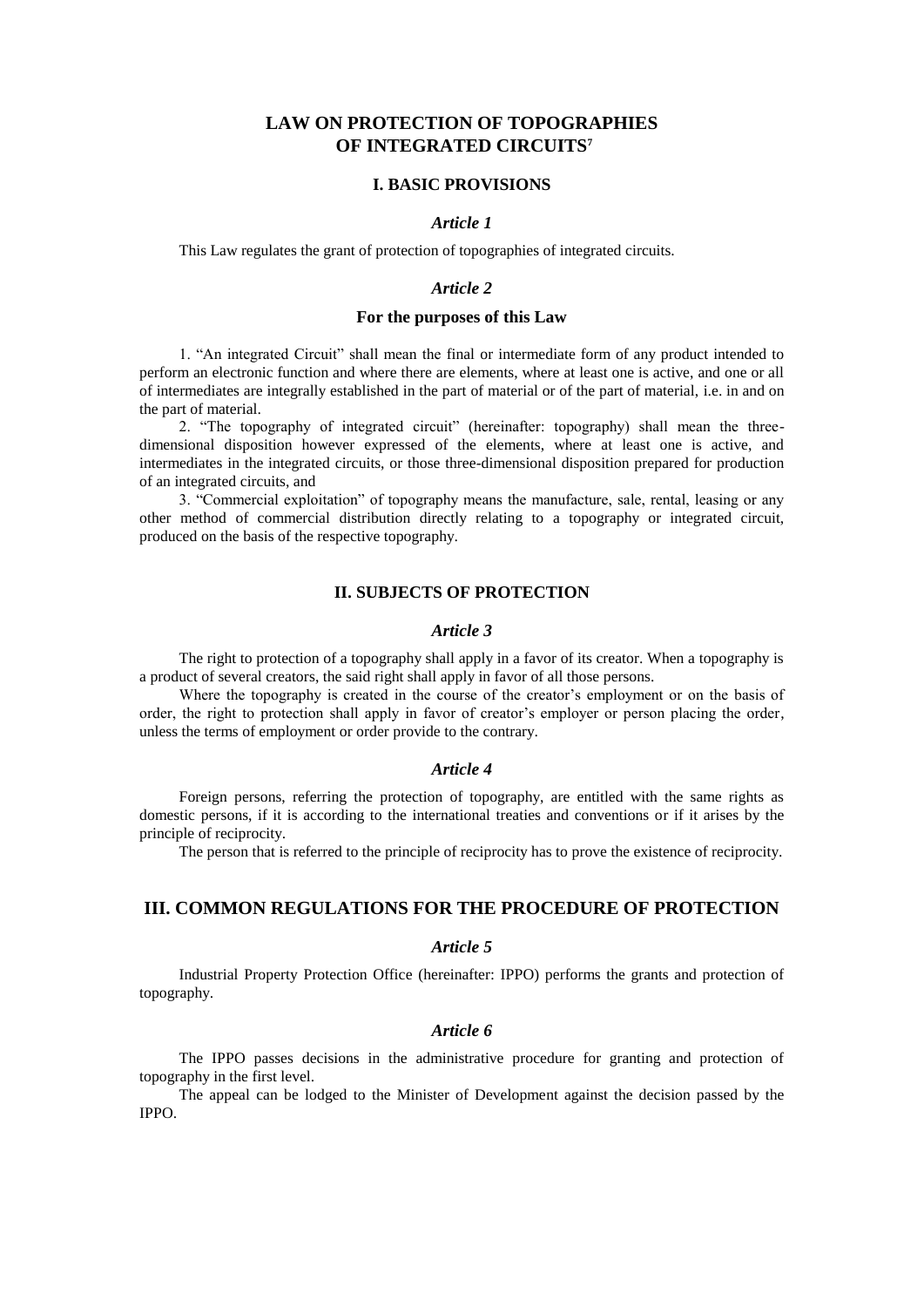# LAW ON PROTECTION OF TOPOGRAPHIES OF INTEGRATED CIRCUITS[7]

## I. BASIC PROVISIONS

### *Article 1*

This Law regulates the grant of protection of topographies of integrated circuits.

### *Article 2*

#### For the purposes of this Law

1. "An integrated Circuit" shall mean the final or intermediate form of any product intended to perform an electronic function and where there are elements, where at least one is active, and one or all of intermediates are integrally established in the part of material or of the part of material, i.e. in and on the part of material.

2. "The topography of integrated circuit" (hereinafter: topography) shall mean the three-dimensional disposition however expressed of the elements, where at least one is active, and intermediates in the integrated circuits, or those three-dimensional disposition prepared for production of an integrated circuits, and

3. "Commercial exploitation" of topography means the manufacture, sale, rental, leasing or any other method of commercial distribution directly relating to a topography or integrated circuit, produced on the basis of the respective topography.

## II. SUBJECTS OF PROTECTION

### *Article 3*

The right to protection of a topography shall apply in a favor of its creator. When a topography is a product of several creators, the said right shall apply in favor of all those persons.

Where the topography is created in the course of the creator's employment or on the basis of order, the right to protection shall apply in favor of creator's employer or person placing the order, unless the terms of employment or order provide to the contrary.

### *Article 4*

Foreign persons, referring the protection of topography, are entitled with the same rights as domestic persons, if it is according to the international treaties and conventions or if it arises by the principle of reciprocity.

The person that is referred to the principle of reciprocity has to prove the existence of reciprocity.

## III. COMMON REGULATIONS FOR THE PROCEDURE OF PROTECTION

### *Article 5*

Industrial Property Protection Office (hereinafter: IPPO) performs the grants and protection of topography.

### *Article 6*

The IPPO passes decisions in the administrative procedure for granting and protection of topography in the first level.

The appeal can be lodged to the Minister of Development against the decision passed by the IPPO.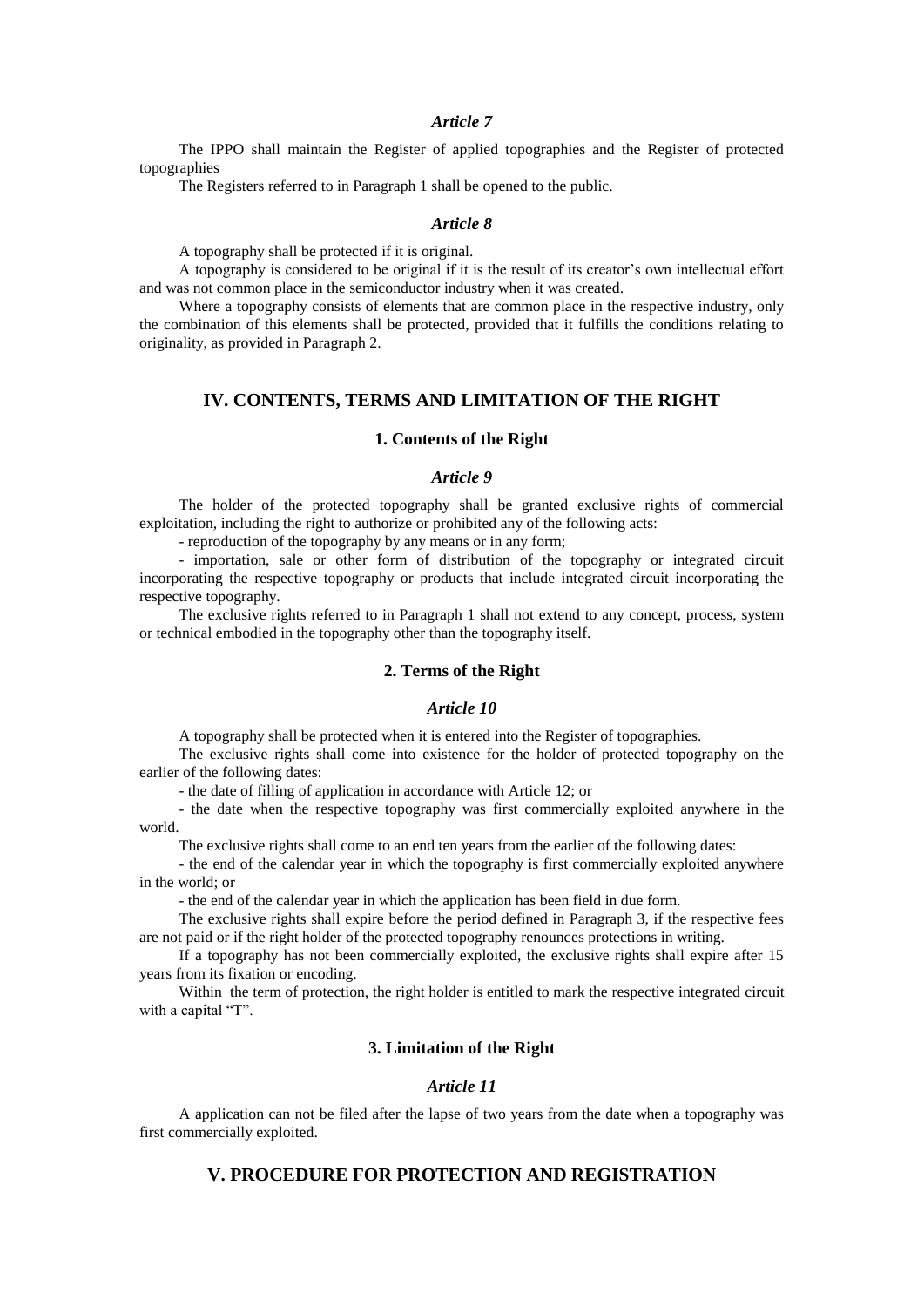### *Article 7*

The IPPO shall maintain the Register of applied topographies and the Register of protected topographies

The Registers referred to in Paragraph 1 shall be opened to the public.

### *Article 8*

A topography shall be protected if it is original.

A topography is considered to be original if it is the result of its creator's own intellectual effort and was not common place in the semiconductor industry when it was created.

Where a topography consists of elements that are common place in the respective industry, only the combination of this elements shall be protected, provided that it fulfills the conditions relating to originality, as provided in Paragraph 2.

## IV. CONTENTS, TERMS AND LIMITATION OF THE RIGHT

### 1. Contents of the Right

### *Article 9*

The holder of the protected topography shall be granted exclusive rights of commercial exploitation, including the right to authorize or prohibited any of the following acts:

- reproduction of the topography by any means or in any form;

- importation, sale or other form of distribution of the topography or integrated circuit incorporating the respective topography or products that include integrated circuit incorporating the respective topography.

The exclusive rights referred to in Paragraph 1 shall not extend to any concept, process, system or technical embodied in the topography other than the topography itself.

### 2. Terms of the Right

### *Article 10*

A topography shall be protected when it is entered into the Register of topographies.

The exclusive rights shall come into existence for the holder of protected topography on the earlier of the following dates:

- the date of filling of application in accordance with Article 12; or

- the date when the respective topography was first commercially exploited anywhere in the world.

The exclusive rights shall come to an end ten years from the earlier of the following dates:

- the end of the calendar year in which the topography is first commercially exploited anywhere in the world; or

- the end of the calendar year in which the application has been field in due form.

The exclusive rights shall expire before the period defined in Paragraph 3, if the respective fees are not paid or if the right holder of the protected topography renounces protections in writing.

If a topography has not been commercially exploited, the exclusive rights shall expire after 15 years from its fixation or encoding.

Within the term of protection, the right holder is entitled to mark the respective integrated circuit with a capital "T".

### 3. Limitation of the Right

### *Article 11*

A application can not be filed after the lapse of two years from the date when a topography was first commercially exploited.

## V. PROCEDURE FOR PROTECTION AND REGISTRATION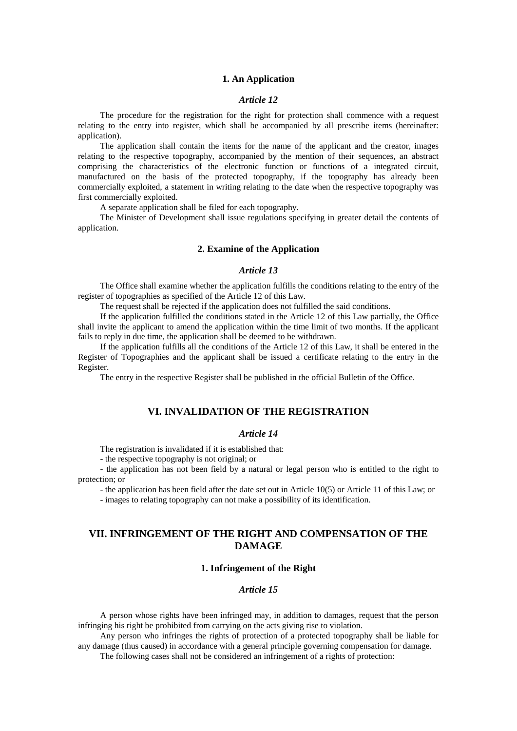### 1. An Application

#### *Article 12*

The procedure for the registration for the right for protection shall commence with a request relating to the entry into register, which shall be accompanied by all prescribe items (hereinafter: application).

The application shall contain the items for the name of the applicant and the creator, images relating to the respective topography, accompanied by the mention of their sequences, an abstract comprising the characteristics of the electronic function or functions of a integrated circuit, manufactured on the basis of the protected topography, if the topography has already been commercially exploited, a statement in writing relating to the date when the respective topography was first commercially exploited.

A separate application shall be filed for each topography.

The Minister of Development shall issue regulations specifying in greater detail the contents of application.

### 2. Examine of the Application

#### *Article 13*

The Office shall examine whether the application fulfills the conditions relating to the entry of the register of topographies as specified of the Article 12 of this Law.

The request shall be rejected if the application does not fulfilled the said conditions.

If the application fulfilled the conditions stated in the Article 12 of this Law partially, the Office shall invite the applicant to amend the application within the time limit of two months. If the applicant fails to reply in due time, the application shall be deemed to be withdrawn.

If the application fulfills all the conditions of the Article 12 of this Law, it shall be entered in the Register of Topographies and the applicant shall be issued a certificate relating to the entry in the Register.

The entry in the respective Register shall be published in the official Bulletin of the Office.

## VI. INVALIDATION OF THE REGISTRATION

#### *Article 14*

The registration is invalidated if it is established that:

- the respective topography is not original; or
- the application has not been field by a natural or legal person who is entitled to the right to protection; or
- the application has been field after the date set out in Article 10(5) or Article 11 of this Law; or
- images to relating topography can not make a possibility of its identification.

## VII. INFRINGEMENT OF THE RIGHT AND COMPENSATION OF THE DAMAGE

### 1. Infringement of the Right

#### *Article 15*

A person whose rights have been infringed may, in addition to damages, request that the person infringing his right be prohibited from carrying on the acts giving rise to violation.

Any person who infringes the rights of protection of a protected topography shall be liable for any damage (thus caused) in accordance with a general principle governing compensation for damage.

The following cases shall not be considered an infringement of a rights of protection: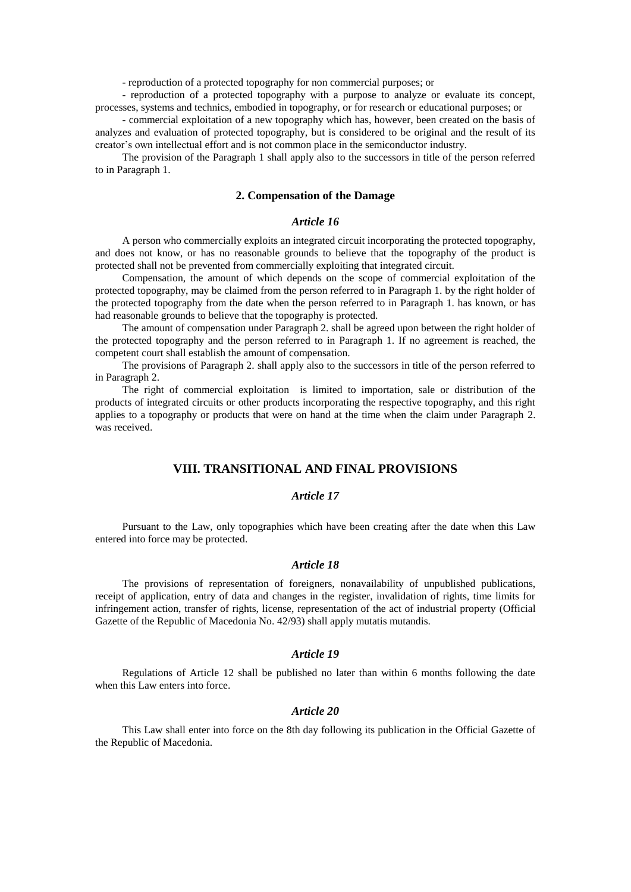- reproduction of a protected topography for non commercial purposes; or

- reproduction of a protected topography with a purpose to analyze or evaluate its concept, processes, systems and technics, embodied in topography, or for research or educational purposes; or

- commercial exploitation of a new topography which has, however, been created on the basis of analyzes and evaluation of protected topography, but is considered to be original and the result of its creator's own intellectual effort and is not common place in the semiconductor industry.

The provision of the Paragraph 1 shall apply also to the successors in title of the person referred to in Paragraph 1.

### 2. Compensation of the Damage

#### *Article 16*

A person who commercially exploits an integrated circuit incorporating the protected topography, and does not know, or has no reasonable grounds to believe that the topography of the product is protected shall not be prevented from commercially exploiting that integrated circuit.

Compensation, the amount of which depends on the scope of commercial exploitation of the protected topography, may be claimed from the person referred to in Paragraph 1. by the right holder of the protected topography from the date when the person referred to in Paragraph 1. has known, or has had reasonable grounds to believe that the topography is protected.

The amount of compensation under Paragraph 2. shall be agreed upon between the right holder of the protected topography and the person referred to in Paragraph 1. If no agreement is reached, the competent court shall establish the amount of compensation.

The provisions of Paragraph 2. shall apply also to the successors in title of the person referred to in Paragraph 2.

The right of commercial exploitation is limited to importation, sale or distribution of the products of integrated circuits or other products incorporating the respective topography, and this right applies to a topography or products that were on hand at the time when the claim under Paragraph 2. was received.

## VIII. TRANSITIONAL AND FINAL PROVISIONS

#### *Article 17*

Pursuant to the Law, only topographies which have been creating after the date when this Law entered into force may be protected.

#### *Article 18*

The provisions of representation of foreigners, nonavailability of unpublished publications, receipt of application, entry of data and changes in the register, invalidation of rights, time limits for infringement action, transfer of rights, license, representation of the act of industrial property (Official Gazette of the Republic of Macedonia No. 42/93) shall apply mutatis mutandis.

#### *Article 19*

Regulations of Article 12 shall be published no later than within 6 months following the date when this Law enters into force.

#### *Article 20*

This Law shall enter into force on the 8th day following its publication in the Official Gazette of the Republic of Macedonia.